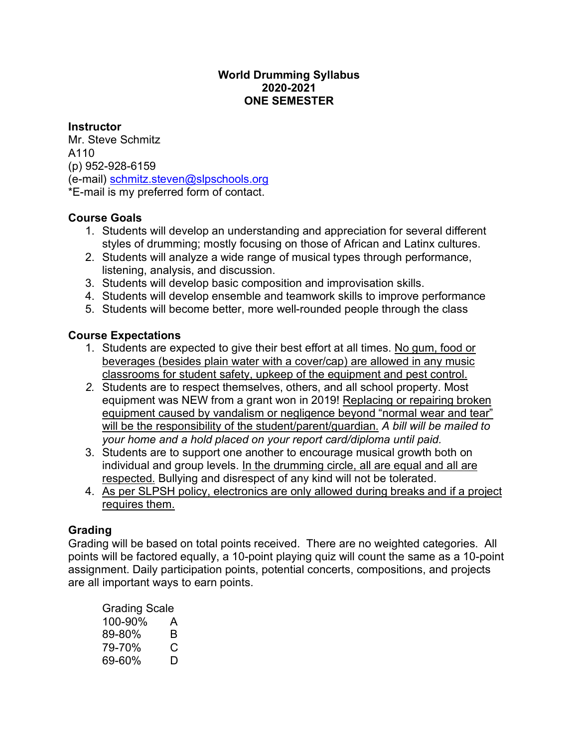# World Drumming Syllabus
## 2020-2021
## ONE SEMESTER

### Instructor

Mr. Steve Schmitz
A110
(p) 952-928-6159
(e-mail) schmitz.steven@slpschools.org
*E-mail is my preferred form of contact.

### Course Goals

1. Students will develop an understanding and appreciation for several different styles of drumming; mostly focusing on those of African and Latinx cultures.
2. Students will analyze a wide range of musical types through performance, listening, analysis, and discussion.
3. Students will develop basic composition and improvisation skills.
4. Students will develop ensemble and teamwork skills to improve performance
5. Students will become better, more well-rounded people through the class

### Course Expectations

1. Students are expected to give their best effort at all times. <u>No gum, food or beverages (besides plain water with a cover/cap) are allowed in any music classrooms for student safety, upkeep of the equipment and pest control.</u>
2. Students are to respect themselves, others, and all school property. Most equipment was NEW from a grant won in 2019! <u>Replacing or repairing broken equipment caused by vandalism or negligence beyond "normal wear and tear" will be the responsibility of the student/parent/guardian.</u> *A bill will be mailed to your home and a hold placed on your report card/diploma until paid.*
3. Students are to support one another to encourage musical growth both on individual and group levels. <u>In the drumming circle, all are equal and all are respected.</u> Bullying and disrespect of any kind will not be tolerated.
4. <u>As per SLPSH policy, electronics are only allowed during breaks and if a project requires them.</u>

### Grading

Grading will be based on total points received. There are no weighted categories. All points will be factored equally, a 10-point playing quiz will count the same as a 10-point assignment. Daily participation points, potential concerts, compositions, and projects are all important ways to earn points.

Grading Scale

| | |
|---|---|
| 100-90% | A |
| 89-80% | B |
| 79-70% | C |
| 69-60% | D |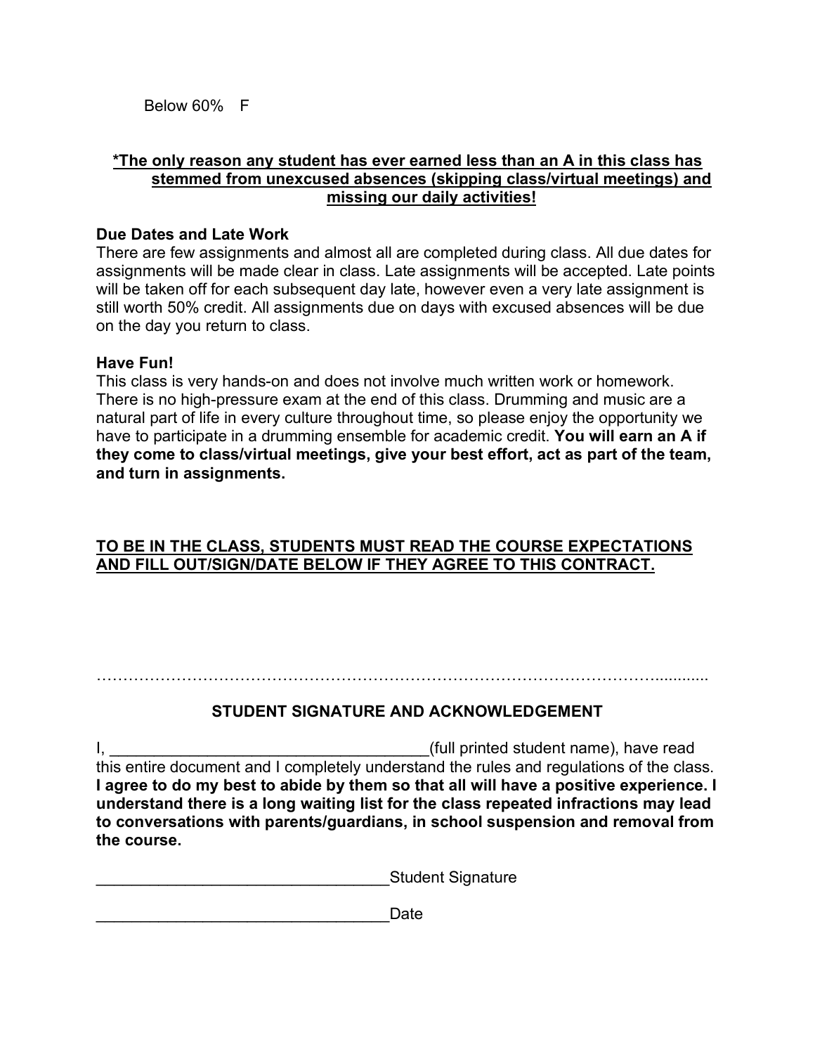Below 60%    F

***The only reason any student has ever earned less than an A in this class has stemmed from unexcused absences (skipping class/virtual meetings) and missing our daily activities!***

**Due Dates and Late Work**

There are few assignments and almost all are completed during class. All due dates for assignments will be made clear in class. Late assignments will be accepted. Late points will be taken off for each subsequent day late, however even a very late assignment is still worth 50% credit. All assignments due on days with excused absences will be due on the day you return to class.

**Have Fun!**

This class is very hands-on and does not involve much written work or homework. There is no high-pressure exam at the end of this class. Drumming and music are a natural part of life in every culture throughout time, so please enjoy the opportunity we have to participate in a drumming ensemble for academic credit. **You will earn an A if they come to class/virtual meetings, give your best effort, act as part of the team, and turn in assignments.**

**TO BE IN THE CLASS, STUDENTS MUST READ THE COURSE EXPECTATIONS AND FILL OUT/SIGN/DATE BELOW IF THEY AGREE TO THIS CONTRACT.**

…………………………………………………………………………………………............

**STUDENT SIGNATURE AND ACKNOWLEDGEMENT**

I, ____________________________________(full printed student name), have read this entire document and I completely understand the rules and regulations of the class. **I agree to do my best to abide by them so that all will have a positive experience. I understand there is a long waiting list for the class repeated infractions may lead to conversations with parents/guardians, in school suspension and removal from the course.**

_________________________________Student Signature

_________________________________Date